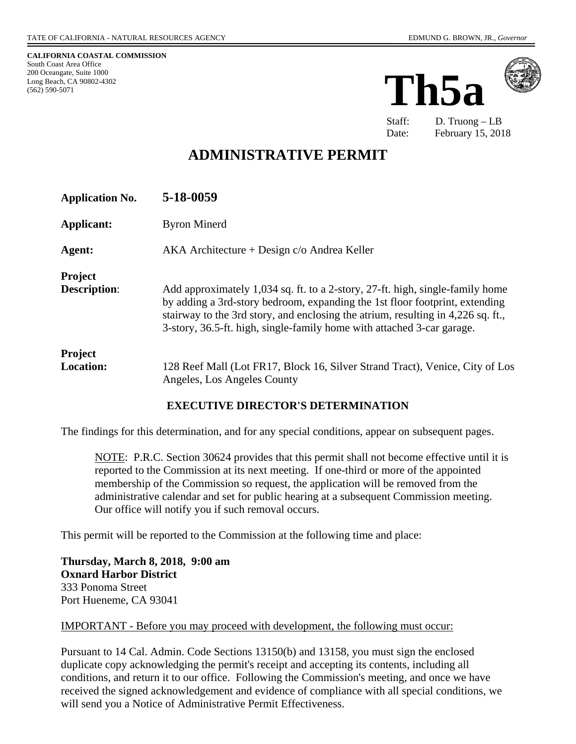TATE OF CALIFORNIA - NATURAL RESOURCES AGENCY

EDMUND G. BROWN, JR., *Governor*

**CALIFORNIA COASTAL COMMISSION**
South Coast Area Office
200 Oceangate, Suite 1000
Long Beach, CA 90802-4302
(562) 590-5071

# Th5a

Staff: D. Truong – LB
Date: February 15, 2018

# ADMINISTRATIVE PERMIT

**Application No.** **5-18-0059**

**Applicant:** Byron Minerd

**Agent:** AKA Architecture + Design c/o Andrea Keller

**Project Description**: Add approximately 1,034 sq. ft. to a 2-story, 27-ft. high, single-family home by adding a 3rd-story bedroom, expanding the 1st floor footprint, extending stairway to the 3rd story, and enclosing the atrium, resulting in 4,226 sq. ft., 3-story, 36.5-ft. high, single-family home with attached 3-car garage.

**Project Location:** 128 Reef Mall (Lot FR17, Block 16, Silver Strand Tract), Venice, City of Los Angeles, Los Angeles County

## EXECUTIVE DIRECTOR'S DETERMINATION

The findings for this determination, and for any special conditions, appear on subsequent pages.

> NOTE: P.R.C. Section 30624 provides that this permit shall not become effective until it is reported to the Commission at its next meeting. If one-third or more of the appointed membership of the Commission so request, the application will be removed from the administrative calendar and set for public hearing at a subsequent Commission meeting. Our office will notify you if such removal occurs.

This permit will be reported to the Commission at the following time and place:

**Thursday, March 8, 2018, 9:00 am**
**Oxnard Harbor District**
333 Ponoma Street
Port Hueneme, CA 93041

IMPORTANT - Before you may proceed with development, the following must occur:

Pursuant to 14 Cal. Admin. Code Sections 13150(b) and 13158, you must sign the enclosed duplicate copy acknowledging the permit's receipt and accepting its contents, including all conditions, and return it to our office. Following the Commission's meeting, and once we have received the signed acknowledgement and evidence of compliance with all special conditions, we will send you a Notice of Administrative Permit Effectiveness.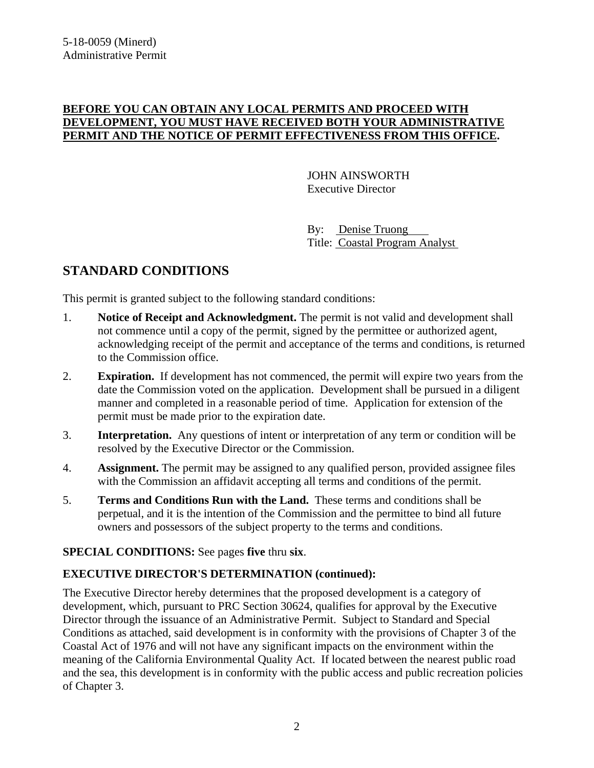5-18-0059 (Minerd)
Administrative Permit

**BEFORE YOU CAN OBTAIN ANY LOCAL PERMITS AND PROCEED WITH DEVELOPMENT, YOU MUST HAVE RECEIVED BOTH YOUR ADMINISTRATIVE PERMIT AND THE NOTICE OF PERMIT EFFECTIVENESS FROM THIS OFFICE.**

JOHN AINSWORTH
Executive Director

By: Denise Truong
Title: Coastal Program Analyst

## STANDARD CONDITIONS

This permit is granted subject to the following standard conditions:

1. **Notice of Receipt and Acknowledgment.** The permit is not valid and development shall not commence until a copy of the permit, signed by the permittee or authorized agent, acknowledging receipt of the permit and acceptance of the terms and conditions, is returned to the Commission office.
2. **Expiration.** If development has not commenced, the permit will expire two years from the date the Commission voted on the application. Development shall be pursued in a diligent manner and completed in a reasonable period of time. Application for extension of the permit must be made prior to the expiration date.
3. **Interpretation.** Any questions of intent or interpretation of any term or condition will be resolved by the Executive Director or the Commission.
4. **Assignment.** The permit may be assigned to any qualified person, provided assignee files with the Commission an affidavit accepting all terms and conditions of the permit.
5. **Terms and Conditions Run with the Land.** These terms and conditions shall be perpetual, and it is the intention of the Commission and the permittee to bind all future owners and possessors of the subject property to the terms and conditions.

**SPECIAL CONDITIONS:** See pages **five** thru **six**.

**EXECUTIVE DIRECTOR'S DETERMINATION (continued):**

The Executive Director hereby determines that the proposed development is a category of development, which, pursuant to PRC Section 30624, qualifies for approval by the Executive Director through the issuance of an Administrative Permit. Subject to Standard and Special Conditions as attached, said development is in conformity with the provisions of Chapter 3 of the Coastal Act of 1976 and will not have any significant impacts on the environment within the meaning of the California Environmental Quality Act. If located between the nearest public road and the sea, this development is in conformity with the public access and public recreation policies of Chapter 3.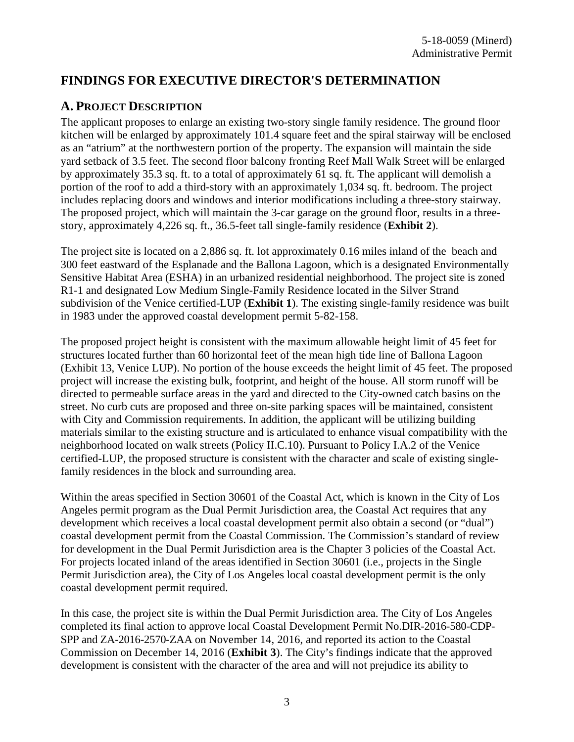# FINDINGS FOR EXECUTIVE DIRECTOR'S DETERMINATION

## A. PROJECT DESCRIPTION

The applicant proposes to enlarge an existing two-story single family residence. The ground floor kitchen will be enlarged by approximately 101.4 square feet and the spiral stairway will be enclosed as an "atrium" at the northwestern portion of the property. The expansion will maintain the side yard setback of 3.5 feet. The second floor balcony fronting Reef Mall Walk Street will be enlarged by approximately 35.3 sq. ft. to a total of approximately 61 sq. ft. The applicant will demolish a portion of the roof to add a third-story with an approximately 1,034 sq. ft. bedroom. The project includes replacing doors and windows and interior modifications including a three-story stairway. The proposed project, which will maintain the 3-car garage on the ground floor, results in a three-story, approximately 4,226 sq. ft., 36.5-feet tall single-family residence (**Exhibit 2**).

The project site is located on a 2,886 sq. ft. lot approximately 0.16 miles inland of the beach and 300 feet eastward of the Esplanade and the Ballona Lagoon, which is a designated Environmentally Sensitive Habitat Area (ESHA) in an urbanized residential neighborhood. The project site is zoned R1-1 and designated Low Medium Single-Family Residence located in the Silver Strand subdivision of the Venice certified-LUP (**Exhibit 1**). The existing single-family residence was built in 1983 under the approved coastal development permit 5-82-158.

The proposed project height is consistent with the maximum allowable height limit of 45 feet for structures located further than 60 horizontal feet of the mean high tide line of Ballona Lagoon (Exhibit 13, Venice LUP). No portion of the house exceeds the height limit of 45 feet. The proposed project will increase the existing bulk, footprint, and height of the house. All storm runoff will be directed to permeable surface areas in the yard and directed to the City-owned catch basins on the street. No curb cuts are proposed and three on-site parking spaces will be maintained, consistent with City and Commission requirements. In addition, the applicant will be utilizing building materials similar to the existing structure and is articulated to enhance visual compatibility with the neighborhood located on walk streets (Policy II.C.10). Pursuant to Policy I.A.2 of the Venice certified-LUP, the proposed structure is consistent with the character and scale of existing single-family residences in the block and surrounding area.

Within the areas specified in Section 30601 of the Coastal Act, which is known in the City of Los Angeles permit program as the Dual Permit Jurisdiction area, the Coastal Act requires that any development which receives a local coastal development permit also obtain a second (or "dual") coastal development permit from the Coastal Commission. The Commission's standard of review for development in the Dual Permit Jurisdiction area is the Chapter 3 policies of the Coastal Act. For projects located inland of the areas identified in Section 30601 (i.e., projects in the Single Permit Jurisdiction area), the City of Los Angeles local coastal development permit is the only coastal development permit required.

In this case, the project site is within the Dual Permit Jurisdiction area. The City of Los Angeles completed its final action to approve local Coastal Development Permit No.DIR-2016-580-CDP-SPP and ZA-2016-2570-ZAA on November 14, 2016, and reported its action to the Coastal Commission on December 14, 2016 (**Exhibit 3**). The City's findings indicate that the approved development is consistent with the character of the area and will not prejudice its ability to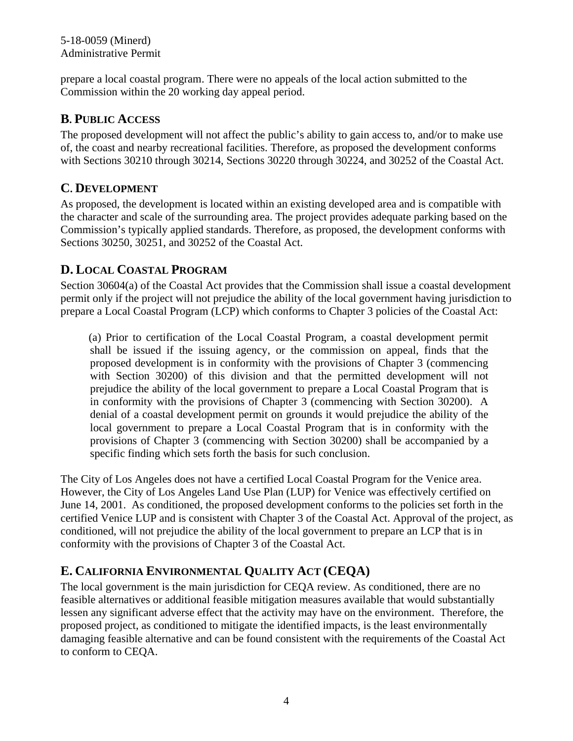prepare a local coastal program. There were no appeals of the local action submitted to the Commission within the 20 working day appeal period.

## B. PUBLIC ACCESS

The proposed development will not affect the public's ability to gain access to, and/or to make use of, the coast and nearby recreational facilities. Therefore, as proposed the development conforms with Sections 30210 through 30214, Sections 30220 through 30224, and 30252 of the Coastal Act.

## C. DEVELOPMENT

As proposed, the development is located within an existing developed area and is compatible with the character and scale of the surrounding area. The project provides adequate parking based on the Commission's typically applied standards. Therefore, as proposed, the development conforms with Sections 30250, 30251, and 30252 of the Coastal Act.

## D. LOCAL COASTAL PROGRAM

Section 30604(a) of the Coastal Act provides that the Commission shall issue a coastal development permit only if the project will not prejudice the ability of the local government having jurisdiction to prepare a Local Coastal Program (LCP) which conforms to Chapter 3 policies of the Coastal Act:

> (a) Prior to certification of the Local Coastal Program, a coastal development permit shall be issued if the issuing agency, or the commission on appeal, finds that the proposed development is in conformity with the provisions of Chapter 3 (commencing with Section 30200) of this division and that the permitted development will not prejudice the ability of the local government to prepare a Local Coastal Program that is in conformity with the provisions of Chapter 3 (commencing with Section 30200). A denial of a coastal development permit on grounds it would prejudice the ability of the local government to prepare a Local Coastal Program that is in conformity with the provisions of Chapter 3 (commencing with Section 30200) shall be accompanied by a specific finding which sets forth the basis for such conclusion.

The City of Los Angeles does not have a certified Local Coastal Program for the Venice area. However, the City of Los Angeles Land Use Plan (LUP) for Venice was effectively certified on June 14, 2001. As conditioned, the proposed development conforms to the policies set forth in the certified Venice LUP and is consistent with Chapter 3 of the Coastal Act. Approval of the project, as conditioned, will not prejudice the ability of the local government to prepare an LCP that is in conformity with the provisions of Chapter 3 of the Coastal Act.

## E. CALIFORNIA ENVIRONMENTAL QUALITY ACT (CEQA)

The local government is the main jurisdiction for CEQA review. As conditioned, there are no feasible alternatives or additional feasible mitigation measures available that would substantially lessen any significant adverse effect that the activity may have on the environment. Therefore, the proposed project, as conditioned to mitigate the identified impacts, is the least environmentally damaging feasible alternative and can be found consistent with the requirements of the Coastal Act to conform to CEQA.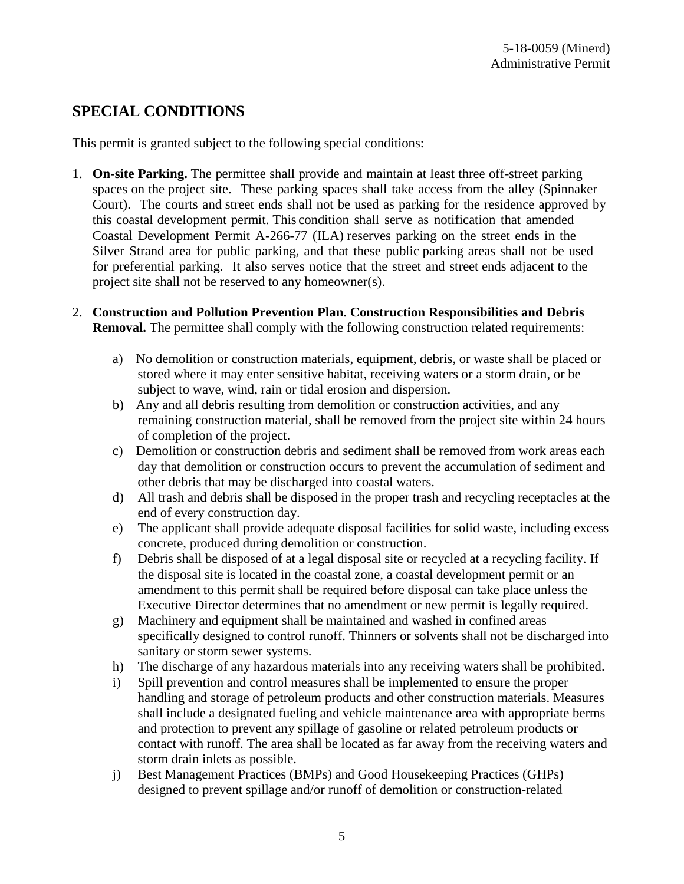## SPECIAL CONDITIONS

This permit is granted subject to the following special conditions:

1. **On-site Parking.** The permittee shall provide and maintain at least three off-street parking spaces on the project site. These parking spaces shall take access from the alley (Spinnaker Court). The courts and street ends shall not be used as parking for the residence approved by this coastal development permit. This condition shall serve as notification that amended Coastal Development Permit A-266-77 (ILA) reserves parking on the street ends in the Silver Strand area for public parking, and that these public parking areas shall not be used for preferential parking. It also serves notice that the street and street ends adjacent to the project site shall not be reserved to any homeowner(s).

2. **Construction and Pollution Prevention Plan**. **Construction Responsibilities and Debris Removal.** The permittee shall comply with the following construction related requirements:

    a) No demolition or construction materials, equipment, debris, or waste shall be placed or stored where it may enter sensitive habitat, receiving waters or a storm drain, or be subject to wave, wind, rain or tidal erosion and dispersion.
    b) Any and all debris resulting from demolition or construction activities, and any remaining construction material, shall be removed from the project site within 24 hours of completion of the project.
    c) Demolition or construction debris and sediment shall be removed from work areas each day that demolition or construction occurs to prevent the accumulation of sediment and other debris that may be discharged into coastal waters.
    d) All trash and debris shall be disposed in the proper trash and recycling receptacles at the end of every construction day.
    e) The applicant shall provide adequate disposal facilities for solid waste, including excess concrete, produced during demolition or construction.
    f) Debris shall be disposed of at a legal disposal site or recycled at a recycling facility. If the disposal site is located in the coastal zone, a coastal development permit or an amendment to this permit shall be required before disposal can take place unless the Executive Director determines that no amendment or new permit is legally required.
    g) Machinery and equipment shall be maintained and washed in confined areas specifically designed to control runoff. Thinners or solvents shall not be discharged into sanitary or storm sewer systems.
    h) The discharge of any hazardous materials into any receiving waters shall be prohibited.
    i) Spill prevention and control measures shall be implemented to ensure the proper handling and storage of petroleum products and other construction materials. Measures shall include a designated fueling and vehicle maintenance area with appropriate berms and protection to prevent any spillage of gasoline or related petroleum products or contact with runoff. The area shall be located as far away from the receiving waters and storm drain inlets as possible.
    j) Best Management Practices (BMPs) and Good Housekeeping Practices (GHPs) designed to prevent spillage and/or runoff of demolition or construction-related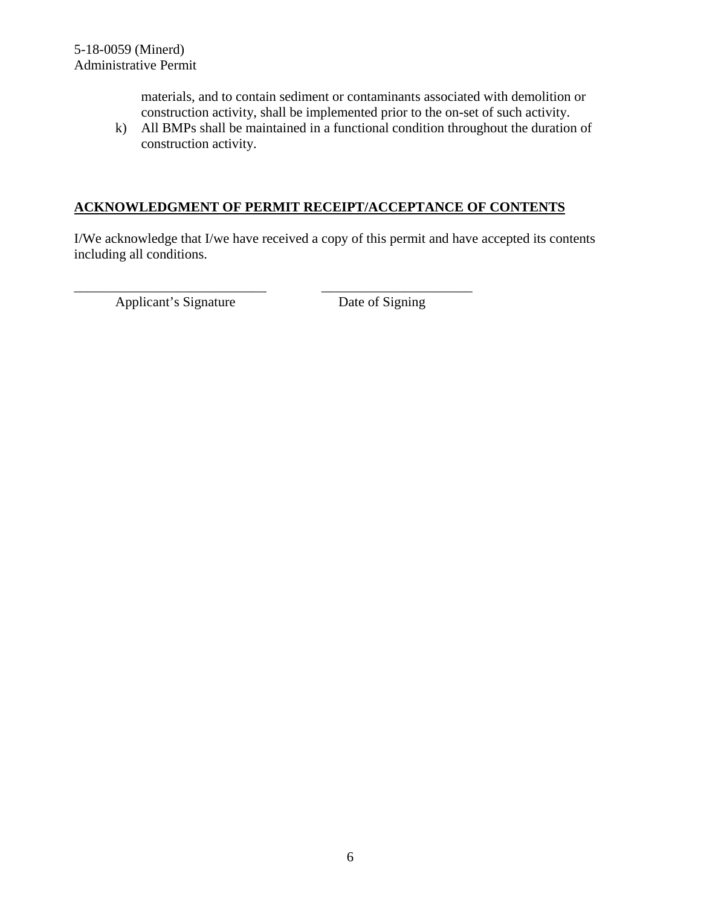materials, and to contain sediment or contaminants associated with demolition or construction activity, shall be implemented prior to the on-set of such activity.

k) All BMPs shall be maintained in a functional condition throughout the duration of construction activity.

## ACKNOWLEDGMENT OF PERMIT RECEIPT/ACCEPTANCE OF CONTENTS

I/We acknowledge that I/we have received a copy of this permit and have accepted its contents including all conditions.

_____________________________ ______________________

Applicant's Signature Date of Signing